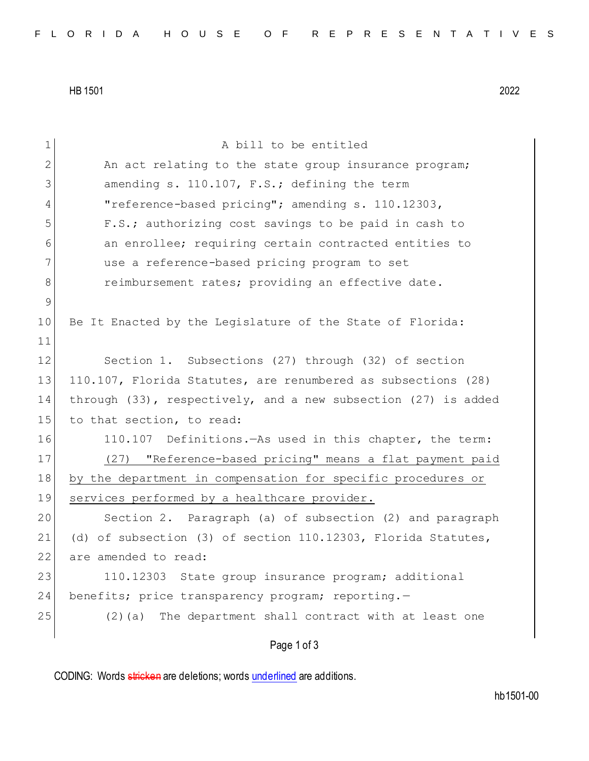HB 1501 2022

A bill to be entitled

An act relating to the state group insurance program; amending s. 110.107, F.S.; defining the term "reference-based pricing"; amending s. 110.12303, F.S.; authorizing cost savings to be paid in cash to an enrollee; requiring certain contracted entities to use a reference-based pricing program to set reimbursement rates; providing an effective date.

Be It Enacted by the Legislature of the State of Florida:

Section 1. Subsections (27) through (32) of section 110.107, Florida Statutes, are renumbered as subsections (28) through (33), respectively, and a new subsection (27) is added to that section, to read:

110.107 Definitions.—As used in this chapter, the term:

(27) "Reference-based pricing" means a flat payment paid by the department in compensation for specific procedures or services performed by a healthcare provider.

Section 2. Paragraph (a) of subsection (2) and paragraph (d) of subsection (3) of section 110.12303, Florida Statutes, are amended to read:

110.12303 State group insurance program; additional benefits; price transparency program; reporting.—

(2)(a) The department shall contract with at least one

CODING: Words stricken are deletions; words underlined are additions.

hb1501-00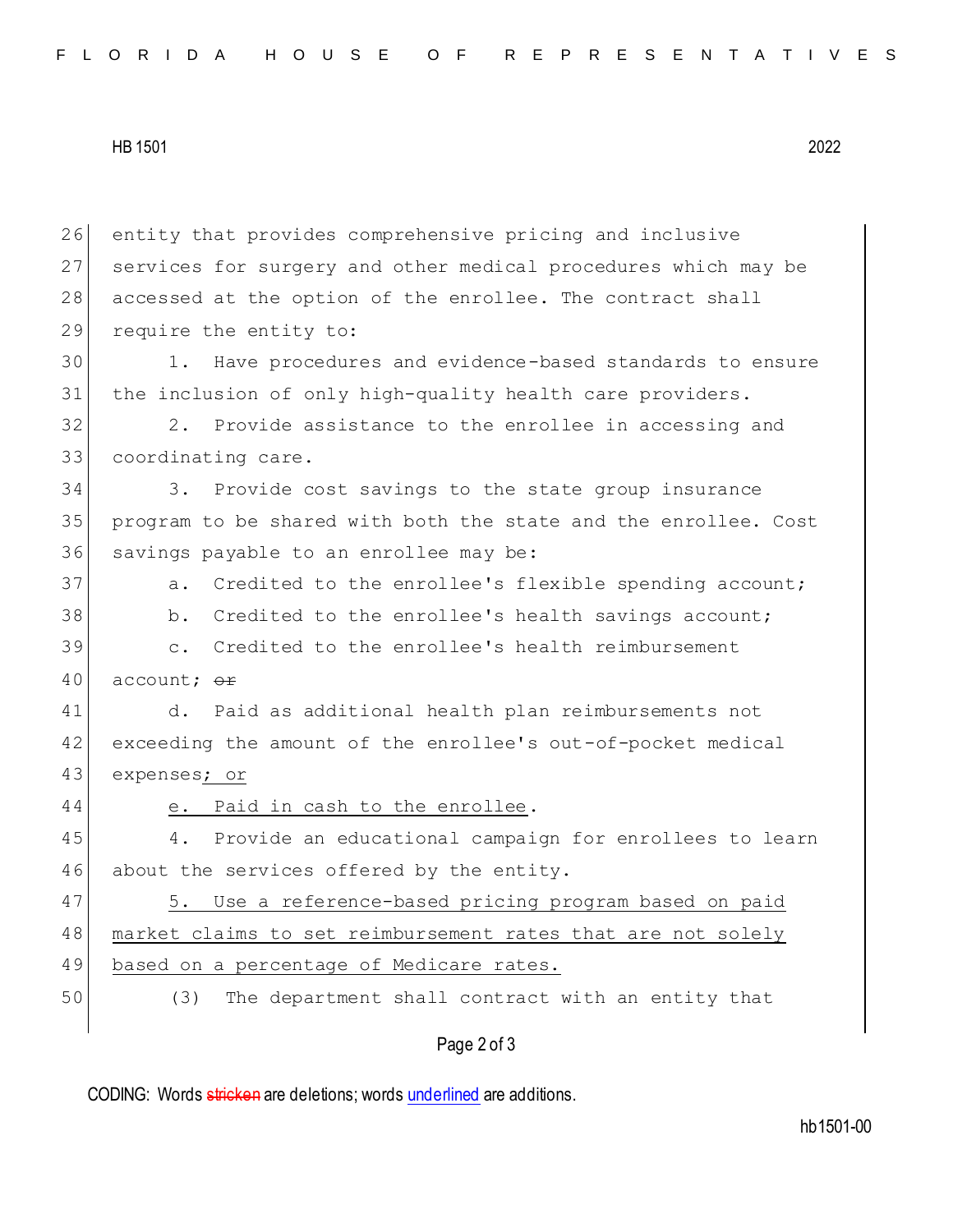entity that provides comprehensive pricing and inclusive services for surgery and other medical procedures which may be accessed at the option of the enrollee. The contract shall require the entity to:

1. Have procedures and evidence-based standards to ensure the inclusion of only high-quality health care providers.

2. Provide assistance to the enrollee in accessing and coordinating care.

3. Provide cost savings to the state group insurance program to be shared with both the state and the enrollee. Cost savings payable to an enrollee may be:

a. Credited to the enrollee's flexible spending account;

b. Credited to the enrollee's health savings account;

c. Credited to the enrollee's health reimbursement account; ~~or~~

d. Paid as additional health plan reimbursements not exceeding the amount of the enrollee's out-of-pocket medical expenses<u>; or</u>

<u>e. Paid in cash to the enrollee</u>.

4. Provide an educational campaign for enrollees to learn about the services offered by the entity.

<u>5. Use a reference-based pricing program based on paid market claims to set reimbursement rates that are not solely based on a percentage of Medicare rates.</u>

(3) The department shall contract with an entity that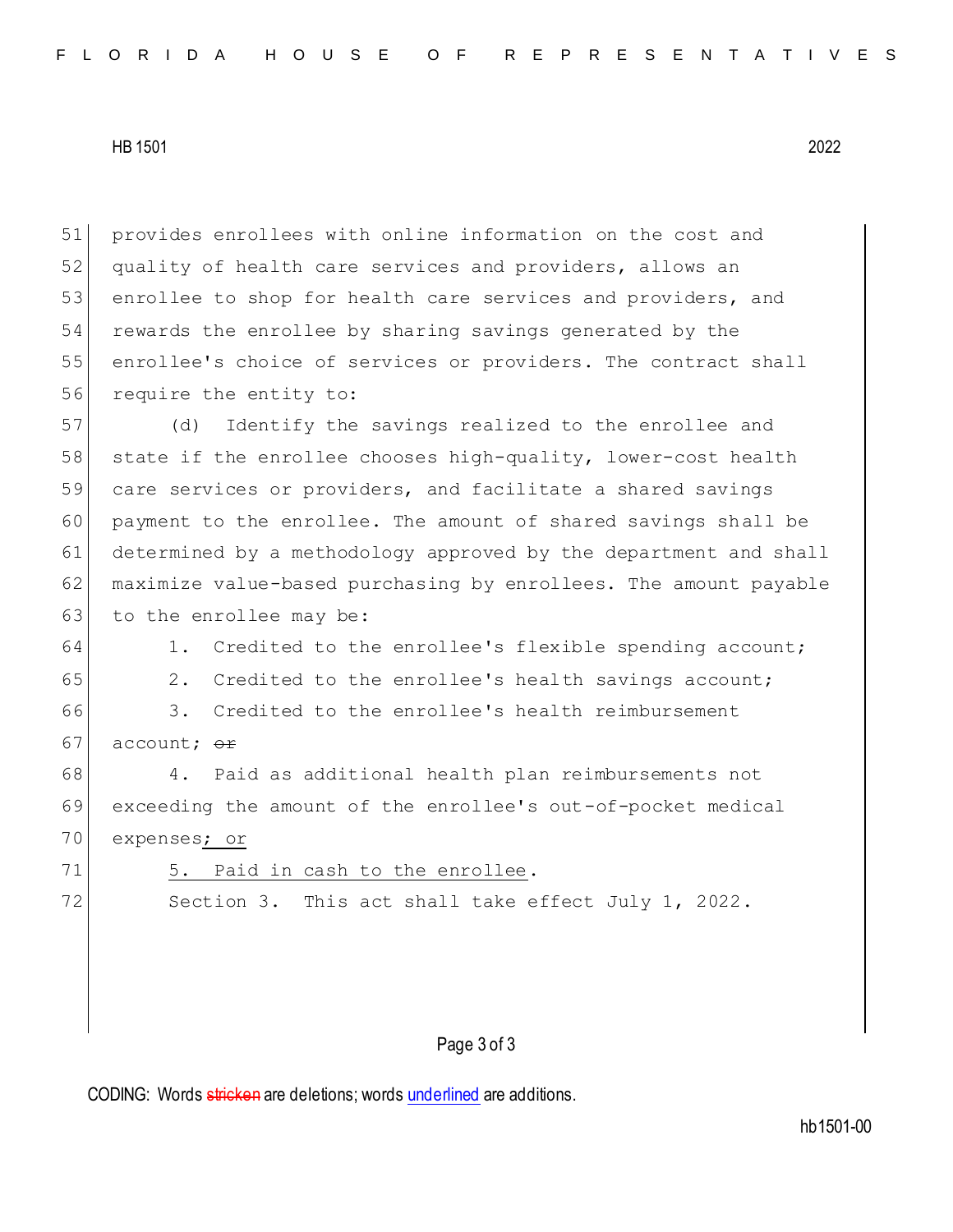provides enrollees with online information on the cost and quality of health care services and providers, allows an enrollee to shop for health care services and providers, and rewards the enrollee by sharing savings generated by the enrollee's choice of services or providers. The contract shall require the entity to:

(d) Identify the savings realized to the enrollee and state if the enrollee chooses high-quality, lower-cost health care services or providers, and facilitate a shared savings payment to the enrollee. The amount of shared savings shall be determined by a methodology approved by the department and shall maximize value-based purchasing by enrollees. The amount payable to the enrollee may be:

1. Credited to the enrollee's flexible spending account;

2. Credited to the enrollee's health savings account;

3. Credited to the enrollee's health reimbursement account; ~~or~~

4. Paid as additional health plan reimbursements not exceeding the amount of the enrollee's out-of-pocket medical expenses<u>; or</u>

<u>5. Paid in cash to the enrollee</u>.

Section 3. This act shall take effect July 1, 2022.

CODING: Words ~~stricken~~ are deletions; words <u>underlined</u> are additions.